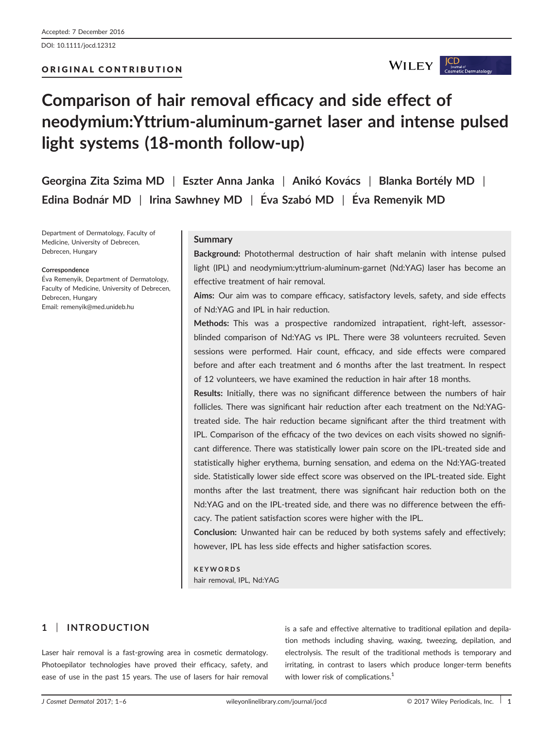Accepted: 7 December 2016

DOI: 10.1111/jocd.12312

ORIGINAL CONTRIBUTION

# Comparison of hair removal efficacy and side effect of neodymium:Yttrium-aluminum-garnet laser and intense pulsed light systems (18-month follow-up)

Georgina Zita Szima MD | Eszter Anna Janka | Anikó Kovács | Blanka Bortély MD | Edina Bodnár MD | Irina Sawhney MD | Éva Szabó MD | Éva Remenyik MD

Department of Dermatology, Faculty of Medicine, University of Debrecen, Debrecen, Hungary

**Correspondence**
Éva Remenyik, Department of Dermatology, Faculty of Medicine, University of Debrecen, Debrecen, Hungary
Email: remenyik@med.unideb.hu

## Summary

**Background:** Photothermal destruction of hair shaft melanin with intense pulsed light (IPL) and neodymium:yttrium-aluminum-garnet (Nd:YAG) laser has become an effective treatment of hair removal.

**Aims:** Our aim was to compare efficacy, satisfactory levels, safety, and side effects of Nd:YAG and IPL in hair reduction.

**Methods:** This was a prospective randomized intrapatient, right-left, assessor-blinded comparison of Nd:YAG vs IPL. There were 38 volunteers recruited. Seven sessions were performed. Hair count, efficacy, and side effects were compared before and after each treatment and 6 months after the last treatment. In respect of 12 volunteers, we have examined the reduction in hair after 18 months.

**Results:** Initially, there was no significant difference between the numbers of hair follicles. There was significant hair reduction after each treatment on the Nd:YAG-treated side. The hair reduction became significant after the third treatment with IPL. Comparison of the efficacy of the two devices on each visits showed no significant difference. There was statistically lower pain score on the IPL-treated side and statistically higher erythema, burning sensation, and edema on the Nd:YAG-treated side. Statistically lower side effect score was observed on the IPL-treated side. Eight months after the last treatment, there was significant hair reduction both on the Nd:YAG and on the IPL-treated side, and there was no difference between the efficacy. The patient satisfaction scores were higher with the IPL.

**Conclusion:** Unwanted hair can be reduced by both systems safely and effectively; however, IPL has less side effects and higher satisfaction scores.

**KEYWORDS**
hair removal, IPL, Nd:YAG

## 1 | INTRODUCTION

Laser hair removal is a fast-growing area in cosmetic dermatology. Photoepilator technologies have proved their efficacy, safety, and ease of use in the past 15 years. The use of lasers for hair removal is a safe and effective alternative to traditional epilation and depilation methods including shaving, waxing, tweezing, depilation, and electrolysis. The result of the traditional methods is temporary and irritating, in contrast to lasers which produce longer-term benefits with lower risk of complications.[1]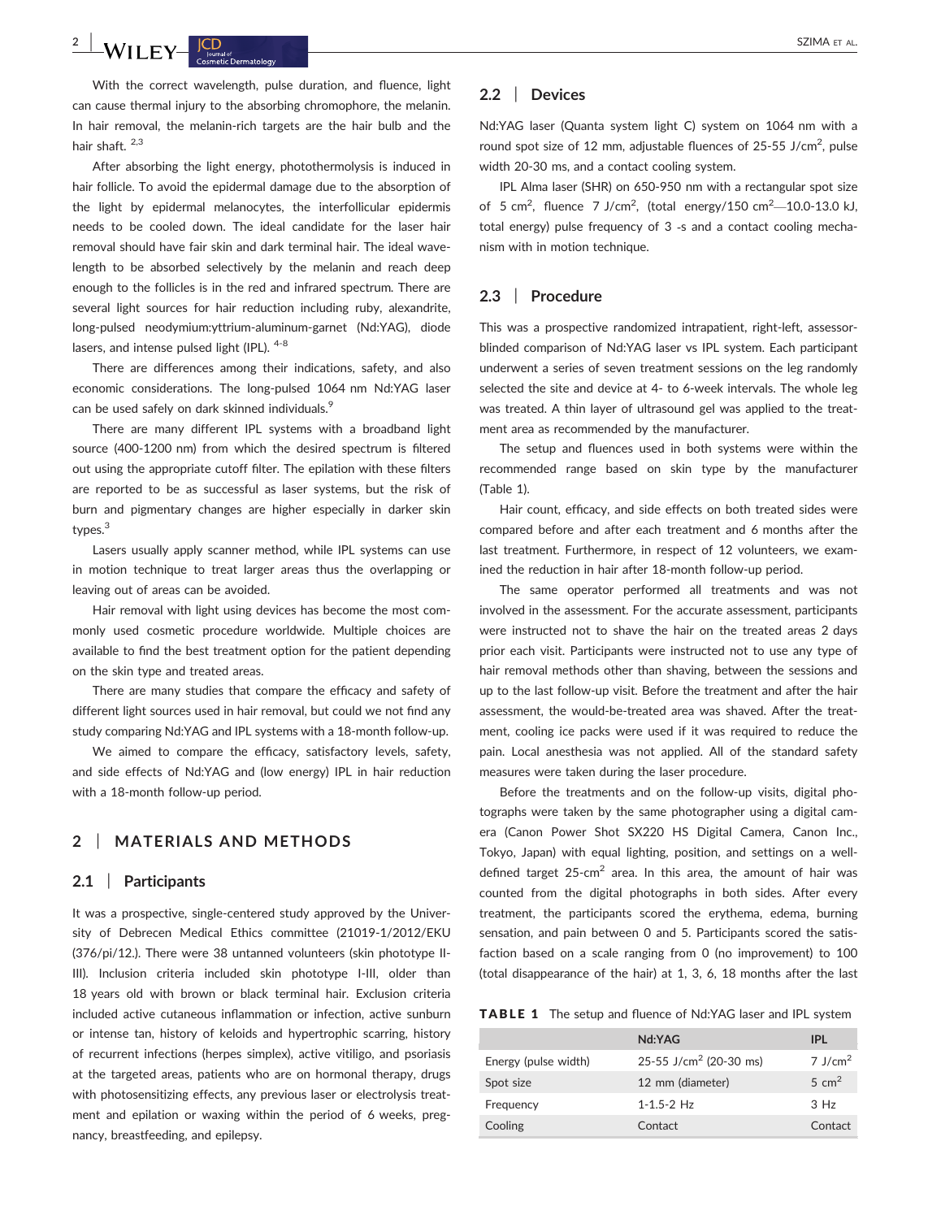With the correct wavelength, pulse duration, and fluence, light can cause thermal injury to the absorbing chromophore, the melanin. In hair removal, the melanin-rich targets are the hair bulb and the hair shaft.[2,3]

After absorbing the light energy, photothermolysis is induced in hair follicle. To avoid the epidermal damage due to the absorption of the light by epidermal melanocytes, the interfollicular epidermis needs to be cooled down. The ideal candidate for the laser hair removal should have fair skin and dark terminal hair. The ideal wavelength to be absorbed selectively by the melanin and reach deep enough to the follicles is in the red and infrared spectrum. There are several light sources for hair reduction including ruby, alexandrite, long-pulsed neodymium:yttrium-aluminum-garnet (Nd:YAG), diode lasers, and intense pulsed light (IPL).[4-8]

There are differences among their indications, safety, and also economic considerations. The long-pulsed 1064 nm Nd:YAG laser can be used safely on dark skinned individuals.[9]

There are many different IPL systems with a broadband light source (400-1200 nm) from which the desired spectrum is filtered out using the appropriate cutoff filter. The epilation with these filters are reported to be as successful as laser systems, but the risk of burn and pigmentary changes are higher especially in darker skin types.[3]

Lasers usually apply scanner method, while IPL systems can use in motion technique to treat larger areas thus the overlapping or leaving out of areas can be avoided.

Hair removal with light using devices has become the most commonly used cosmetic procedure worldwide. Multiple choices are available to find the best treatment option for the patient depending on the skin type and treated areas.

There are many studies that compare the efficacy and safety of different light sources used in hair removal, but could we not find any study comparing Nd:YAG and IPL systems with a 18-month follow-up.

We aimed to compare the efficacy, satisfactory levels, safety, and side effects of Nd:YAG and (low energy) IPL in hair reduction with a 18-month follow-up period.

## 2 | MATERIALS AND METHODS

### 2.1 | Participants

It was a prospective, single-centered study approved by the University of Debrecen Medical Ethics committee (21019-1/2012/EKU (376/pi/12.). There were 38 untanned volunteers (skin phototype II-III). Inclusion criteria included skin phototype I-III, older than 18 years old with brown or black terminal hair. Exclusion criteria included active cutaneous inflammation or infection, active sunburn or intense tan, history of keloids and hypertrophic scarring, history of recurrent infections (herpes simplex), active vitiligo, and psoriasis at the targeted areas, patients who are on hormonal therapy, drugs with photosensitizing effects, any previous laser or electrolysis treatment and epilation or waxing within the period of 6 weeks, pregnancy, breastfeeding, and epilepsy.

### 2.2 | Devices

Nd:YAG laser (Quanta system light C) system on 1064 nm with a round spot size of 12 mm, adjustable fluences of 25-55 J/cm$^2$, pulse width 20-30 ms, and a contact cooling system.

IPL Alma laser (SHR) on 650-950 nm with a rectangular spot size of 5 cm$^2$, fluence 7 J/cm$^2$, (total energy/150 cm$^2$—10.0-13.0 kJ, total energy) pulse frequency of 3 -s and a contact cooling mechanism with in motion technique.

### 2.3 | Procedure

This was a prospective randomized intrapatient, right-left, assessor-blinded comparison of Nd:YAG laser vs IPL system. Each participant underwent a series of seven treatment sessions on the leg randomly selected the site and device at 4- to 6-week intervals. The whole leg was treated. A thin layer of ultrasound gel was applied to the treatment area as recommended by the manufacturer.

The setup and fluences used in both systems were within the recommended range based on skin type by the manufacturer (Table 1).

Hair count, efficacy, and side effects on both treated sides were compared before and after each treatment and 6 months after the last treatment. Furthermore, in respect of 12 volunteers, we examined the reduction in hair after 18-month follow-up period.

The same operator performed all treatments and was not involved in the assessment. For the accurate assessment, participants were instructed not to shave the hair on the treated areas 2 days prior each visit. Participants were instructed not to use any type of hair removal methods other than shaving, between the sessions and up to the last follow-up visit. Before the treatment and after the hair assessment, the would-be-treated area was shaved. After the treatment, cooling ice packs were used if it was required to reduce the pain. Local anesthesia was not applied. All of the standard safety measures were taken during the laser procedure.

Before the treatments and on the follow-up visits, digital photographs were taken by the same photographer using a digital camera (Canon Power Shot SX220 HS Digital Camera, Canon Inc., Tokyo, Japan) with equal lighting, position, and settings on a well-defined target 25-cm$^2$ area. In this area, the amount of hair was counted from the digital photographs in both sides. After every treatment, the participants scored the erythema, edema, burning sensation, and pain between 0 and 5. Participants scored the satisfaction based on a scale ranging from 0 (no improvement) to 100 (total disappearance of the hair) at 1, 3, 6, 18 months after the last

**TABLE 1** The setup and fluence of Nd:YAG laser and IPL system

| | Nd:YAG | IPL |
|---|---|---|
| Energy (pulse width) | 25-55 J/cm$^2$ (20-30 ms) | 7 J/cm$^2$ |
| Spot size | 12 mm (diameter) | 5 cm$^2$ |
| Frequency | 1-1.5-2 Hz | 3 Hz |
| Cooling | Contact | Contact |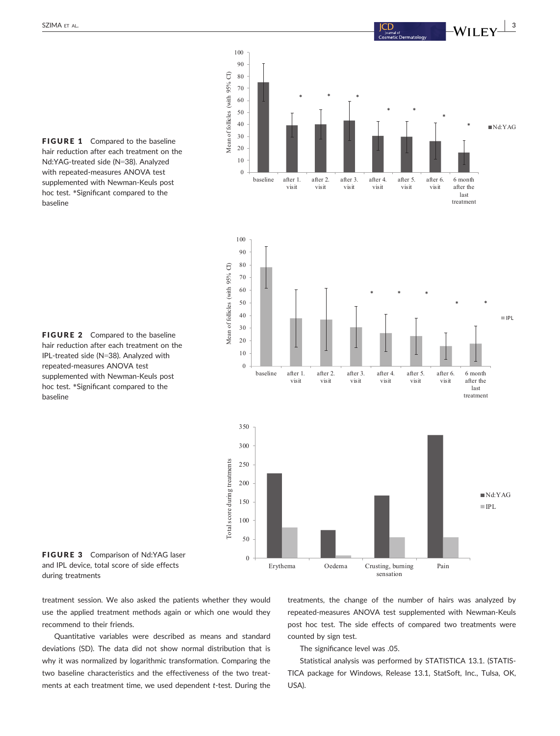100
90
80
70
60
50
40
30
20
10
0

Mean of follicles (with 95% CI)

baseline
after 1. visit
after 2. visit
after 3. visit
after 4. visit
after 5. visit
after 6. visit
6 month after the last treatment

Nd:YAG

FIGURE 1 Compared to the baseline hair reduction after each treatment on the Nd:YAG-treated side (N=38). Analyzed with repeated-measures ANOVA test supplemented with Newman-Keuls post hoc test. *Significant compared to the baseline

100
90
80
70
60
50
40
30
20
10
0

Mean of follicles (with 95% CI)

baseline
after 1. visit
after 2. visit
after 3. visit
after 4. visit
after 5. visit
after 6. visit
6 month after the last treatment

IPL

FIGURE 2 Compared to the baseline hair reduction after each treatment on the IPL-treated side (N=38). Analyzed with repeated-measures ANOVA test supplemented with Newman-Keuls post hoc test. *Significant compared to the baseline

350
300
250
200
150
100
50
0

Total score during treatments

Erythema
Oedema
Crusting, burning sensation
Pain

Nd:YAG
IPL

FIGURE 3 Comparison of Nd:YAG laser and IPL device, total score of side effects during treatments

treatment session. We also asked the patients whether they would use the applied treatment methods again or which one would they recommend to their friends.

Quantitative variables were described as means and standard deviations (SD). The data did not show normal distribution that is why it was normalized by logarithmic transformation. Comparing the two baseline characteristics and the effectiveness of the two treatments at each treatment time, we used dependent *t*-test. During the treatments, the change of the number of hairs was analyzed by repeated-measures ANOVA test supplemented with Newman-Keuls post hoc test. The side effects of compared two treatments were counted by sign test.

The significance level was .05.

Statistical analysis was performed by STATISTICA 13.1. (STATISTICA package for Windows, Release 13.1, StatSoft, Inc., Tulsa, OK, USA).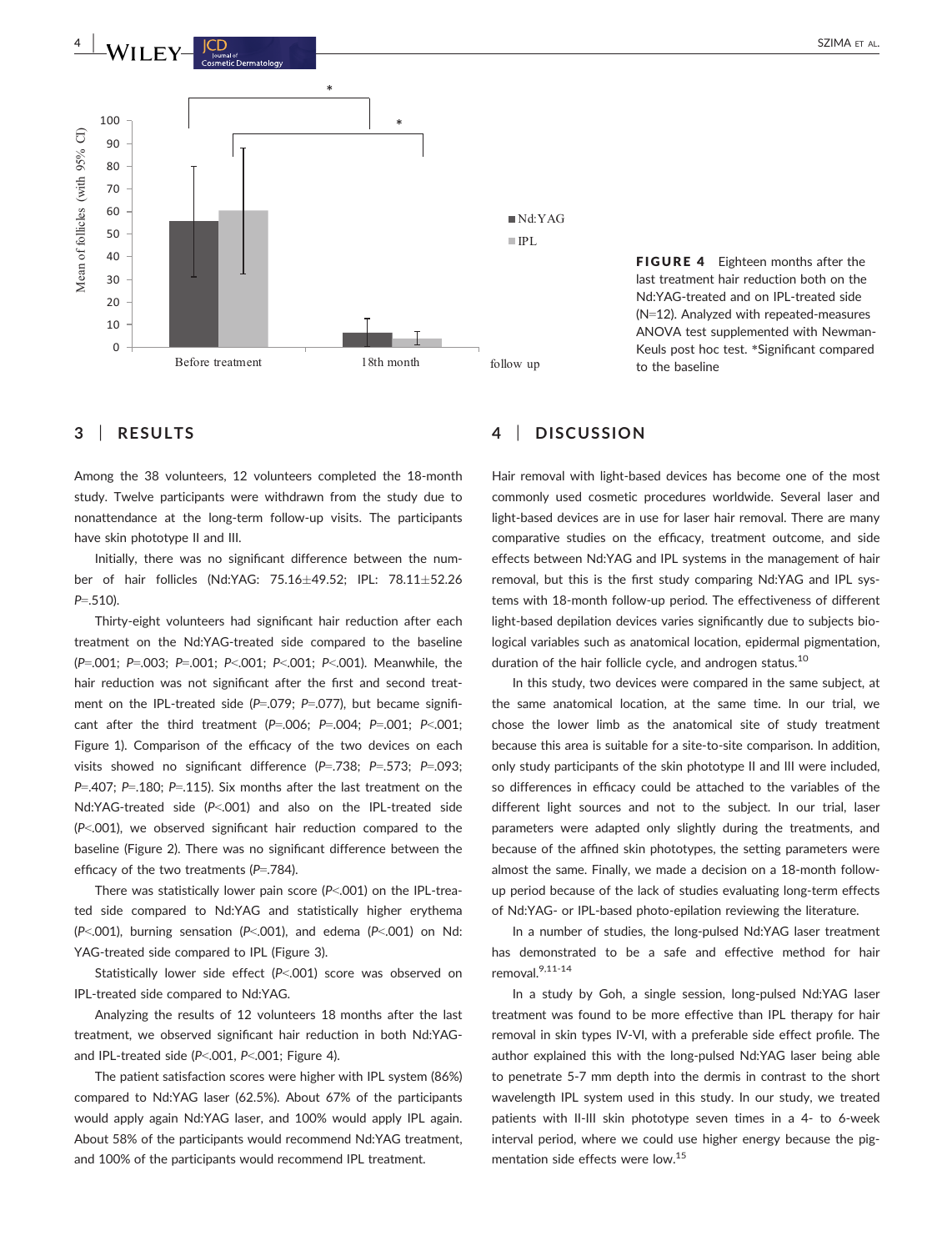*

*

100
90
80
70
60
50
40
30
20
10
0

Mean of follicles (with 95% CI)

Before treatment
18th month
follow up

Nd:YAG
IPL

**FIGURE 4** Eighteen months after the last treatment hair reduction both on the Nd:YAG-treated and on IPL-treated side (N=12). Analyzed with repeated-measures ANOVA test supplemented with Newman-Keuls post hoc test. *Significant compared to the baseline

## 3 | RESULTS

Among the 38 volunteers, 12 volunteers completed the 18-month study. Twelve participants were withdrawn from the study due to nonattendance at the long-term follow-up visits. The participants have skin phototype II and III.

Initially, there was no significant difference between the number of hair follicles (Nd:YAG: 75.16±49.52; IPL: 78.11±52.26 $P$=.510).

Thirty-eight volunteers had significant hair reduction after each treatment on the Nd:YAG-treated side compared to the baseline ($P$=.001; $P$=.003; $P$=.001; $P<.001$; $P<.001$; $P<.001$). Meanwhile, the hair reduction was not significant after the first and second treatment on the IPL-treated side ($P$=.079; $P$=.077), but became significant after the third treatment ($P$=.006; $P$=.004; $P$=.001; $P<.001$; Figure 1). Comparison of the efficacy of the two devices on each visits showed no significant difference ($P$=.738; $P$=.573; $P$=.093; $P$=.407; $P$=.180; $P$=.115). Six months after the last treatment on the Nd:YAG-treated side ($P<.001$) and also on the IPL-treated side ($P<.001$), we observed significant hair reduction compared to the baseline (Figure 2). There was no significant difference between the efficacy of the two treatments ($P$=.784).

There was statistically lower pain score ($P<.001$) on the IPL-treated side compared to Nd:YAG and statistically higher erythema ($P<.001$), burning sensation ($P<.001$), and edema ($P<.001$) on Nd:YAG-treated side compared to IPL (Figure 3).

Statistically lower side effect ($P<.001$) score was observed on IPL-treated side compared to Nd:YAG.

Analyzing the results of 12 volunteers 18 months after the last treatment, we observed significant hair reduction in both Nd:YAG- and IPL-treated side ($P<.001$, $P<.001$; Figure 4).

The patient satisfaction scores were higher with IPL system (86%) compared to Nd:YAG laser (62.5%). About 67% of the participants would apply again Nd:YAG laser, and 100% would apply IPL again. About 58% of the participants would recommend Nd:YAG treatment, and 100% of the participants would recommend IPL treatment.

## 4 | DISCUSSION

Hair removal with light-based devices has become one of the most commonly used cosmetic procedures worldwide. Several laser and light-based devices are in use for laser hair removal. There are many comparative studies on the efficacy, treatment outcome, and side effects between Nd:YAG and IPL systems in the management of hair removal, but this is the first study comparing Nd:YAG and IPL systems with 18-month follow-up period. The effectiveness of different light-based depilation devices varies significantly due to subjects biological variables such as anatomical location, epidermal pigmentation, duration of the hair follicle cycle, and androgen status.[10]

In this study, two devices were compared in the same subject, at the same anatomical location, at the same time. In our trial, we chose the lower limb as the anatomical site of study treatment because this area is suitable for a site-to-site comparison. In addition, only study participants of the skin phototype II and III were included, so differences in efficacy could be attached to the variables of the different light sources and not to the subject. In our trial, laser parameters were adapted only slightly during the treatments, and because of the affined skin phototypes, the setting parameters were almost the same. Finally, we made a decision on a 18-month follow-up period because of the lack of studies evaluating long-term effects of Nd:YAG- or IPL-based photo-epilation reviewing the literature.

In a number of studies, the long-pulsed Nd:YAG laser treatment has demonstrated to be a safe and effective method for hair removal.[9,11-14]

In a study by Goh, a single session, long-pulsed Nd:YAG laser treatment was found to be more effective than IPL therapy for hair removal in skin types IV-VI, with a preferable side effect profile. The author explained this with the long-pulsed Nd:YAG laser being able to penetrate 5-7 mm depth into the dermis in contrast to the short wavelength IPL system used in this study. In our study, we treated patients with II-III skin phototype seven times in a 4- to 6-week interval period, where we could use higher energy because the pigmentation side effects were low.[15]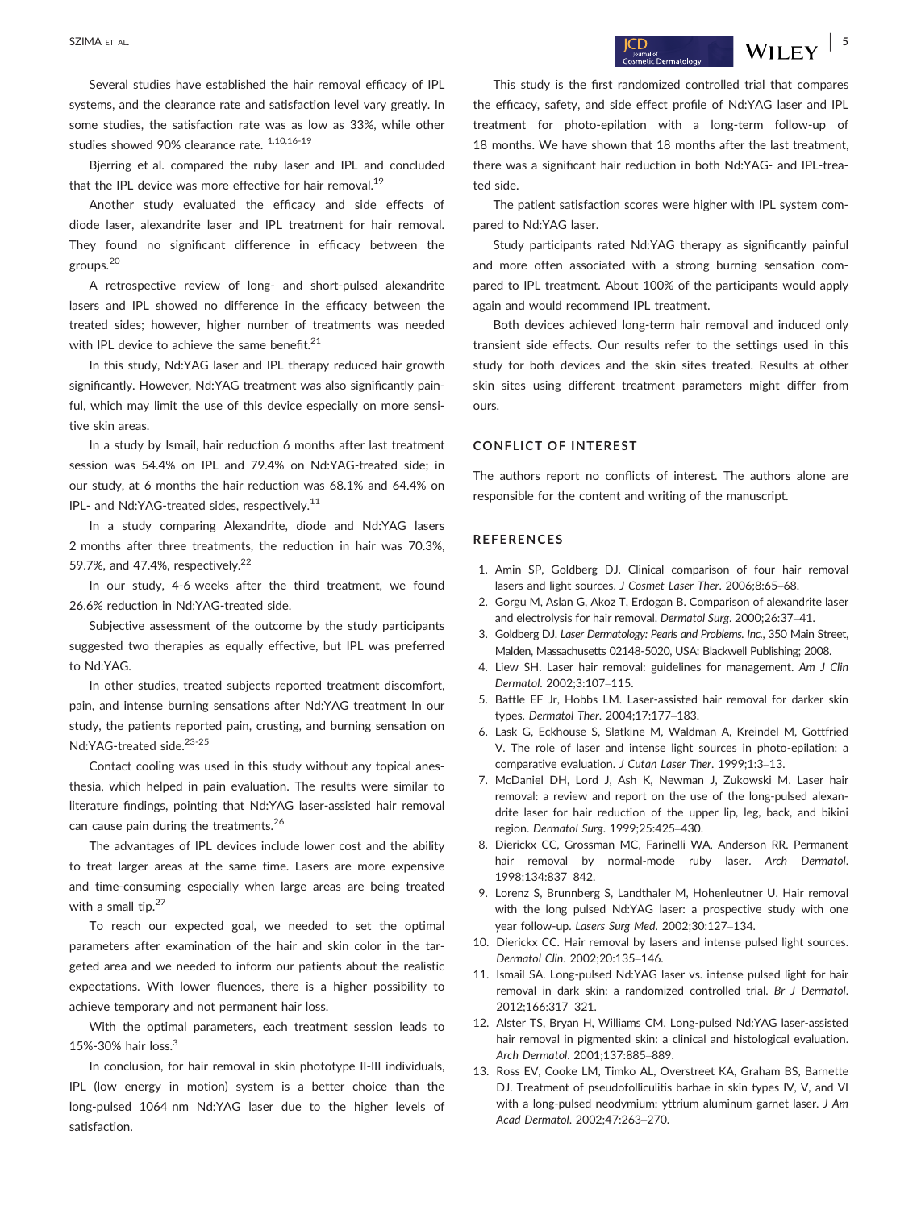Several studies have established the hair removal efficacy of IPL systems, and the clearance rate and satisfaction level vary greatly. In some studies, the satisfaction rate was as low as 33%, while other studies showed 90% clearance rate. [1,10,16-19]

Bjerring et al. compared the ruby laser and IPL and concluded that the IPL device was more effective for hair removal.[19]

Another study evaluated the efficacy and side effects of diode laser, alexandrite laser and IPL treatment for hair removal. They found no significant difference in efficacy between the groups.[20]

A retrospective review of long- and short-pulsed alexandrite lasers and IPL showed no difference in the efficacy between the treated sides; however, higher number of treatments was needed with IPL device to achieve the same benefit.[21]

In this study, Nd:YAG laser and IPL therapy reduced hair growth significantly. However, Nd:YAG treatment was also significantly painful, which may limit the use of this device especially on more sensitive skin areas.

In a study by Ismail, hair reduction 6 months after last treatment session was 54.4% on IPL and 79.4% on Nd:YAG-treated side; in our study, at 6 months the hair reduction was 68.1% and 64.4% on IPL- and Nd:YAG-treated sides, respectively.[11]

In a study comparing Alexandrite, diode and Nd:YAG lasers 2 months after three treatments, the reduction in hair was 70.3%, 59.7%, and 47.4%, respectively.[22]

In our study, 4-6 weeks after the third treatment, we found 26.6% reduction in Nd:YAG-treated side.

Subjective assessment of the outcome by the study participants suggested two therapies as equally effective, but IPL was preferred to Nd:YAG.

In other studies, treated subjects reported treatment discomfort, pain, and intense burning sensations after Nd:YAG treatment In our study, the patients reported pain, crusting, and burning sensation on Nd:YAG-treated side.[23-25]

Contact cooling was used in this study without any topical anesthesia, which helped in pain evaluation. The results were similar to literature findings, pointing that Nd:YAG laser-assisted hair removal can cause pain during the treatments.[26]

The advantages of IPL devices include lower cost and the ability to treat larger areas at the same time. Lasers are more expensive and time-consuming especially when large areas are being treated with a small tip.[27]

To reach our expected goal, we needed to set the optimal parameters after examination of the hair and skin color in the targeted area and we needed to inform our patients about the realistic expectations. With lower fluences, there is a higher possibility to achieve temporary and not permanent hair loss.

With the optimal parameters, each treatment session leads to 15%-30% hair loss.[3]

In conclusion, for hair removal in skin phototype II-III individuals, IPL (low energy in motion) system is a better choice than the long-pulsed 1064 nm Nd:YAG laser due to the higher levels of satisfaction.

This study is the first randomized controlled trial that compares the efficacy, safety, and side effect profile of Nd:YAG laser and IPL treatment for photo-epilation with a long-term follow-up of 18 months. We have shown that 18 months after the last treatment, there was a significant hair reduction in both Nd:YAG- and IPL-treated side.

The patient satisfaction scores were higher with IPL system compared to Nd:YAG laser.

Study participants rated Nd:YAG therapy as significantly painful and more often associated with a strong burning sensation compared to IPL treatment. About 100% of the participants would apply again and would recommend IPL treatment.

Both devices achieved long-term hair removal and induced only transient side effects. Our results refer to the settings used in this study for both devices and the skin sites treated. Results at other skin sites using different treatment parameters might differ from ours.

## CONFLICT OF INTEREST

The authors report no conflicts of interest. The authors alone are responsible for the content and writing of the manuscript.

## REFERENCES

1. Amin SP, Goldberg DJ. Clinical comparison of four hair removal lasers and light sources. *J Cosmet Laser Ther*. 2006;8:65–68.
2. Gorgu M, Aslan G, Akoz T, Erdogan B. Comparison of alexandrite laser and electrolysis for hair removal. *Dermatol Surg*. 2000;26:37–41.
3. Goldberg DJ. *Laser Dermatology: Pearls and Problems. Inc*., 350 Main Street, Malden, Massachusetts 02148-5020, USA: Blackwell Publishing; 2008.
4. Liew SH. Laser hair removal: guidelines for management. *Am J Clin Dermatol*. 2002;3:107–115.
5. Battle EF Jr, Hobbs LM. Laser-assisted hair removal for darker skin types. *Dermatol Ther*. 2004;17:177–183.
6. Lask G, Eckhouse S, Slatkine M, Waldman A, Kreindel M, Gottfried V. The role of laser and intense light sources in photo-epilation: a comparative evaluation. *J Cutan Laser Ther*. 1999;1:3–13.
7. McDaniel DH, Lord J, Ash K, Newman J, Zukowski M. Laser hair removal: a review and report on the use of the long-pulsed alexandrite laser for hair reduction of the upper lip, leg, back, and bikini region. *Dermatol Surg*. 1999;25:425–430.
8. Dierickx CC, Grossman MC, Farinelli WA, Anderson RR. Permanent hair removal by normal-mode ruby laser. *Arch Dermatol*. 1998;134:837–842.
9. Lorenz S, Brunnberg S, Landthaler M, Hohenleutner U. Hair removal with the long pulsed Nd:YAG laser: a prospective study with one year follow-up. *Lasers Surg Med*. 2002;30:127–134.
10. Dierickx CC. Hair removal by lasers and intense pulsed light sources. *Dermatol Clin*. 2002;20:135–146.
11. Ismail SA. Long-pulsed Nd:YAG laser vs. intense pulsed light for hair removal in dark skin: a randomized controlled trial. *Br J Dermatol*. 2012;166:317–321.
12. Alster TS, Bryan H, Williams CM. Long-pulsed Nd:YAG laser-assisted hair removal in pigmented skin: a clinical and histological evaluation. *Arch Dermatol*. 2001;137:885–889.
13. Ross EV, Cooke LM, Timko AL, Overstreet KA, Graham BS, Barnette DJ. Treatment of pseudofolliculitis barbae in skin types IV, V, and VI with a long-pulsed neodymium: yttrium aluminum garnet laser. *J Am Acad Dermatol*. 2002;47:263–270.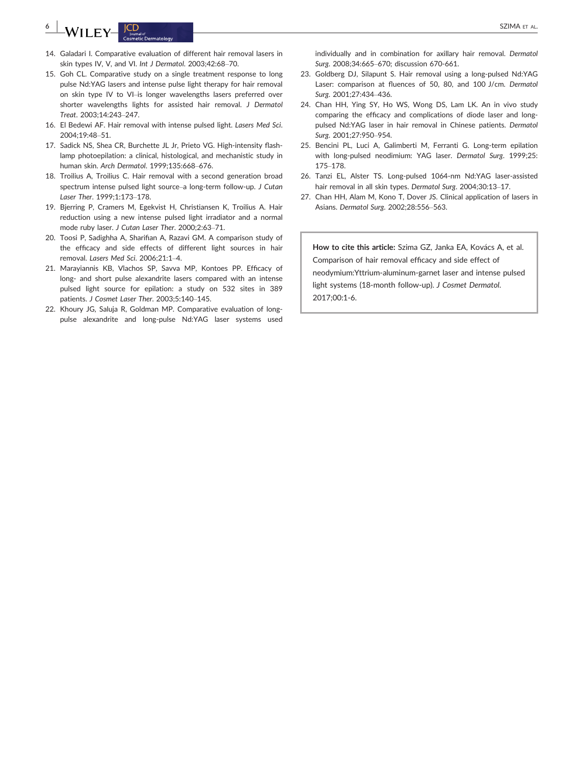14. Galadari I. Comparative evaluation of different hair removal lasers in skin types IV, V, and VI. *Int J Dermatol*. 2003;42:68–70.
15. Goh CL. Comparative study on a single treatment response to long pulse Nd:YAG lasers and intense pulse light therapy for hair removal on skin type IV to VI–is longer wavelengths lasers preferred over shorter wavelengths lights for assisted hair removal. *J Dermatol Treat*. 2003;14:243–247.
16. El Bedewi AF. Hair removal with intense pulsed light. *Lasers Med Sci*. 2004;19:48–51.
17. Sadick NS, Shea CR, Burchette JL Jr, Prieto VG. High-intensity flash-lamp photoepilation: a clinical, histological, and mechanistic study in human skin. *Arch Dermatol*. 1999;135:668–676.
18. Troilius A, Troilius C. Hair removal with a second generation broad spectrum intense pulsed light source–a long-term follow-up. *J Cutan Laser Ther*. 1999;1:173–178.
19. Bjerring P, Cramers M, Egekvist H, Christiansen K, Troilius A. Hair reduction using a new intense pulsed light irradiator and a normal mode ruby laser. *J Cutan Laser Ther*. 2000;2:63–71.
20. Toosi P, Sadighha A, Sharifian A, Razavi GM. A comparison study of the efficacy and side effects of different light sources in hair removal. *Lasers Med Sci*. 2006;21:1–4.
21. Marayiannis KB, Vlachos SP, Savva MP, Kontoes PP. Efficacy of long- and short pulse alexandrite lasers compared with an intense pulsed light source for epilation: a study on 532 sites in 389 patients. *J Cosmet Laser Ther*. 2003;5:140–145.
22. Khoury JG, Saluja R, Goldman MP. Comparative evaluation of long-pulse alexandrite and long-pulse Nd:YAG laser systems used individually and in combination for axillary hair removal. *Dermatol Surg*. 2008;34:665–670; discussion 670-661.
23. Goldberg DJ, Silapunt S. Hair removal using a long-pulsed Nd:YAG Laser: comparison at fluences of 50, 80, and 100 J/cm. *Dermatol Surg*. 2001;27:434–436.
24. Chan HH, Ying SY, Ho WS, Wong DS, Lam LK. An in vivo study comparing the efficacy and complications of diode laser and long-pulsed Nd:YAG laser in hair removal in Chinese patients. *Dermatol Surg*. 2001;27:950–954.
25. Bencini PL, Luci A, Galimberti M, Ferranti G. Long-term epilation with long-pulsed neodimium: YAG laser. *Dermatol Surg*. 1999;25:175–178.
26. Tanzi EL, Alster TS. Long-pulsed 1064-nm Nd:YAG laser-assisted hair removal in all skin types. *Dermatol Surg*. 2004;30:13–17.
27. Chan HH, Alam M, Kono T, Dover JS. Clinical application of lasers in Asians. *Dermatol Surg*. 2002;28:556–563.

**How to cite this article:** Szima GZ, Janka EA, Kovács A, et al. Comparison of hair removal efficacy and side effect of neodymium:Yttrium-aluminum-garnet laser and intense pulsed light systems (18-month follow-up). *J Cosmet Dermatol*. 2017;00:1-6.